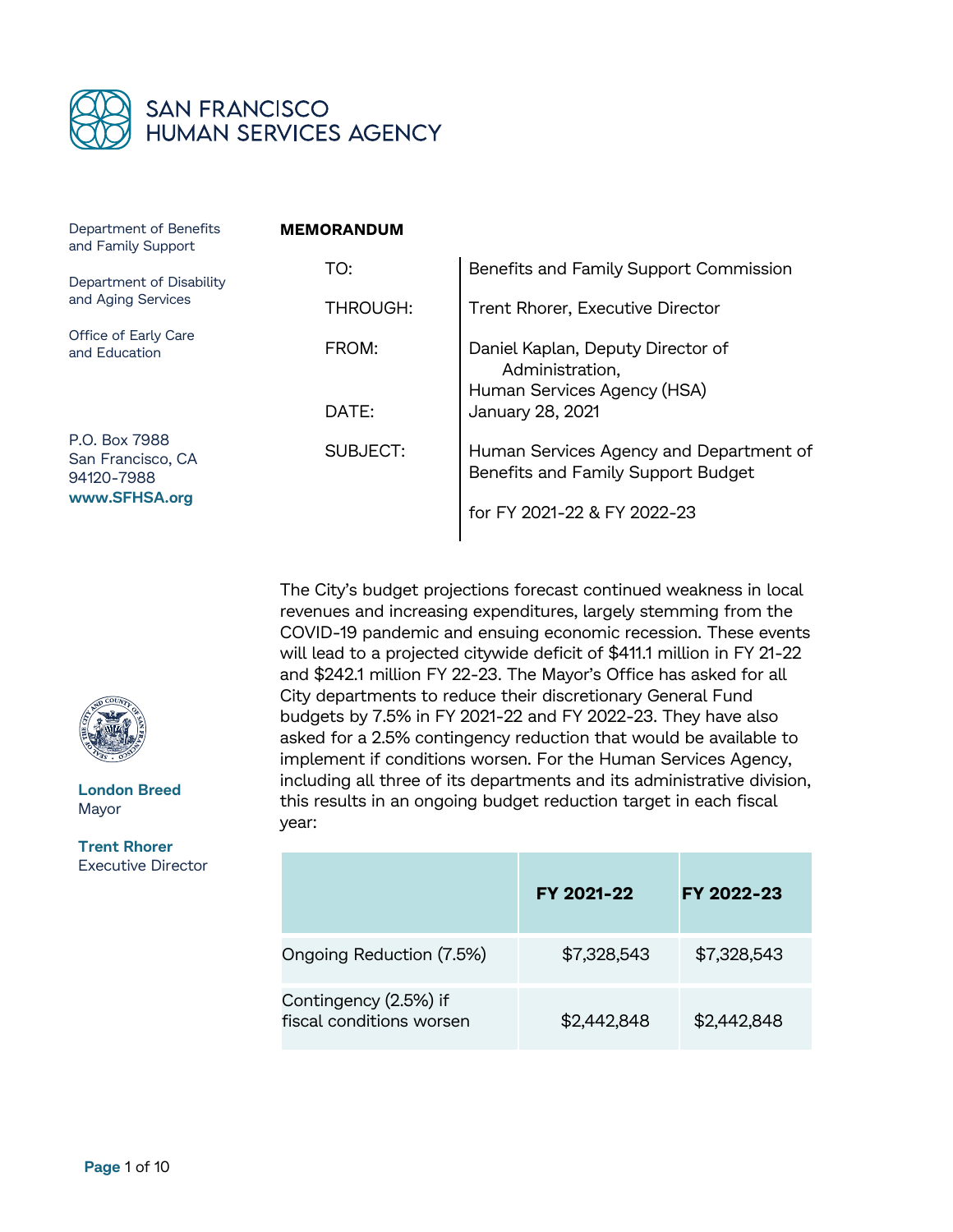SAN FRANCISCO
HUMAN SERVICES AGENCY

Department of Benefits and Family Support

Department of Disability and Aging Services

Office of Early Care and Education

P.O. Box 7988
San Francisco, CA
94120-7988
**www.SFHSA.org**

**London Breed**
Mayor

**Trent Rhorer**
Executive Director

**MEMORANDUM**

| | |
|---|---|
| TO: | Benefits and Family Support Commission |
| THROUGH: | Trent Rhorer, Executive Director |
| FROM: | Daniel Kaplan, Deputy Director of Administration, Human Services Agency (HSA) |
| DATE: | January 28, 2021 |
| SUBJECT: | Human Services Agency and Department of Benefits and Family Support Budget for FY 2021-22 & FY 2022-23 |

The City's budget projections forecast continued weakness in local revenues and increasing expenditures, largely stemming from the COVID-19 pandemic and ensuing economic recession. These events will lead to a projected citywide deficit of $411.1 million in FY 21-22 and $242.1 million FY 22-23. The Mayor's Office has asked for all City departments to reduce their discretionary General Fund budgets by 7.5% in FY 2021-22 and FY 2022-23. They have also asked for a 2.5% contingency reduction that would be available to implement if conditions worsen. For the Human Services Agency, including all three of its departments and its administrative division, this results in an ongoing budget reduction target in each fiscal year:

| | FY 2021-22 | FY 2022-23 |
|---|---|---|
| Ongoing Reduction (7.5%) | $7,328,543 | $7,328,543 |
| Contingency (2.5%) if fiscal conditions worsen | $2,442,848 | $2,442,848 |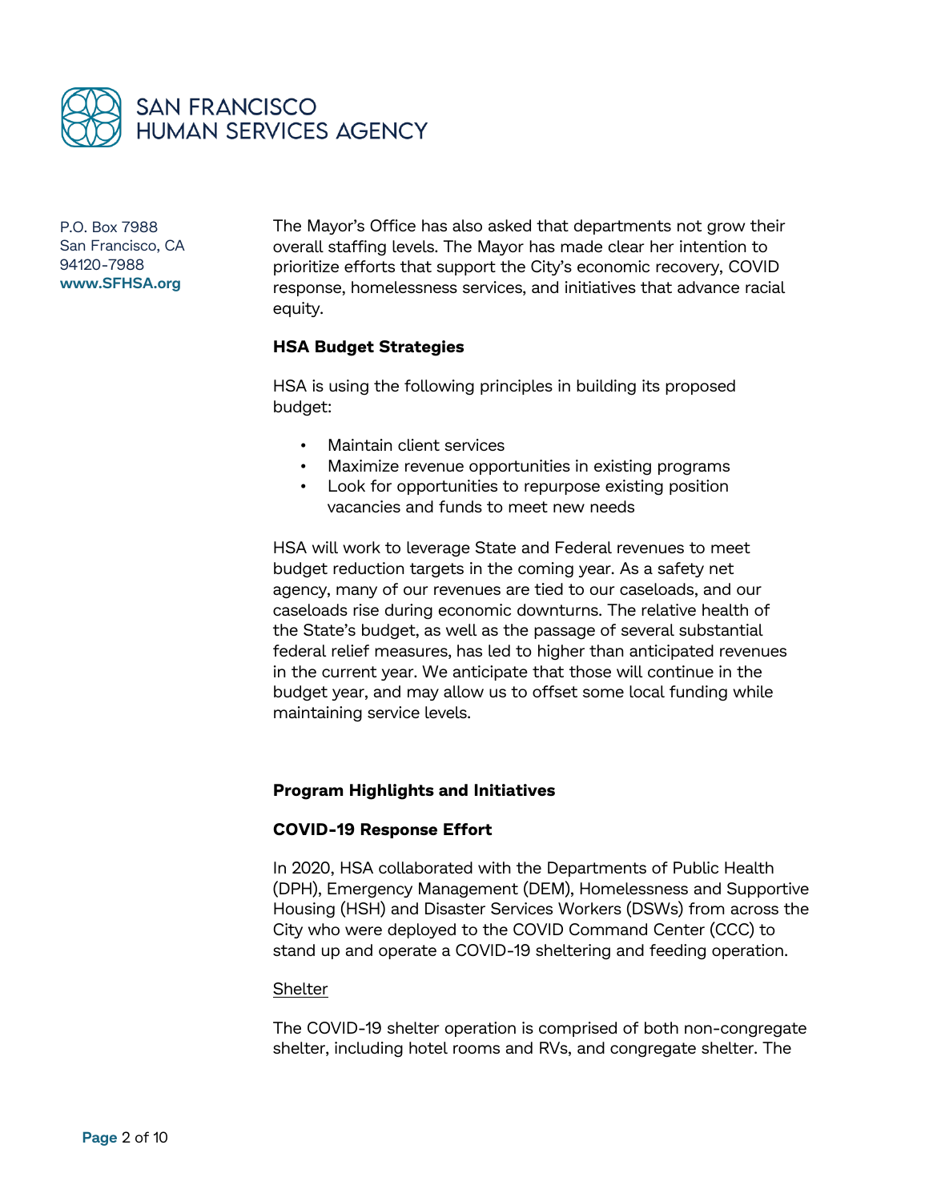The Mayor's Office has also asked that departments not grow their overall staffing levels. The Mayor has made clear her intention to prioritize efforts that support the City's economic recovery, COVID response, homelessness services, and initiatives that advance racial equity.

**HSA Budget Strategies**

HSA is using the following principles in building its proposed budget:

- Maintain client services
- Maximize revenue opportunities in existing programs
- Look for opportunities to repurpose existing position vacancies and funds to meet new needs

HSA will work to leverage State and Federal revenues to meet budget reduction targets in the coming year. As a safety net agency, many of our revenues are tied to our caseloads, and our caseloads rise during economic downturns. The relative health of the State's budget, as well as the passage of several substantial federal relief measures, has led to higher than anticipated revenues in the current year. We anticipate that those will continue in the budget year, and may allow us to offset some local funding while maintaining service levels.

**Program Highlights and Initiatives**

**COVID-19 Response Effort**

In 2020, HSA collaborated with the Departments of Public Health (DPH), Emergency Management (DEM), Homelessness and Supportive Housing (HSH) and Disaster Services Workers (DSWs) from across the City who were deployed to the COVID Command Center (CCC) to stand up and operate a COVID-19 sheltering and feeding operation.

Shelter

The COVID-19 shelter operation is comprised of both non-congregate shelter, including hotel rooms and RVs, and congregate shelter. The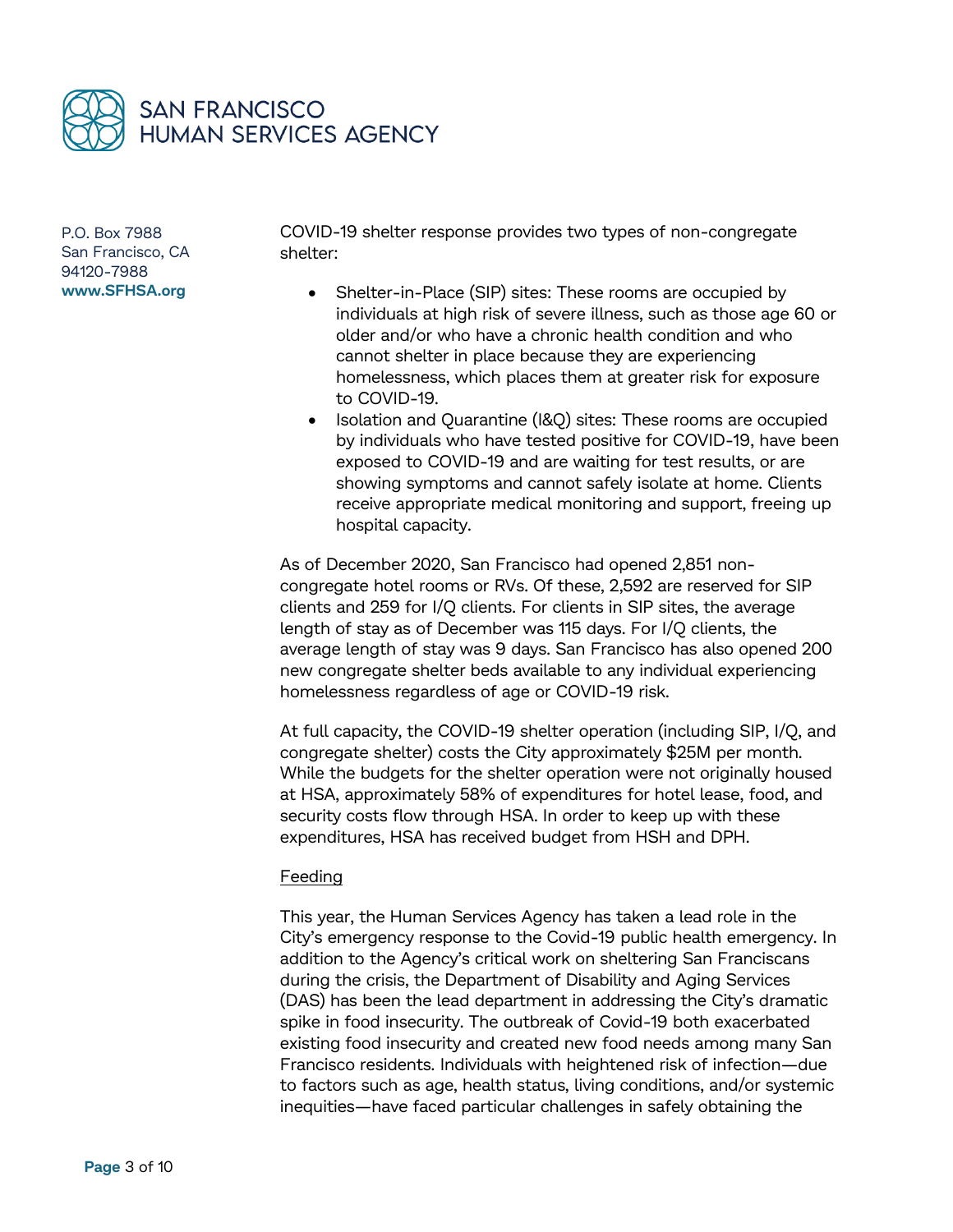COVID-19 shelter response provides two types of non-congregate shelter:

- Shelter-in-Place (SIP) sites: These rooms are occupied by individuals at high risk of severe illness, such as those age 60 or older and/or who have a chronic health condition and who cannot shelter in place because they are experiencing homelessness, which places them at greater risk for exposure to COVID-19.
- Isolation and Quarantine (I&Q) sites: These rooms are occupied by individuals who have tested positive for COVID-19, have been exposed to COVID-19 and are waiting for test results, or are showing symptoms and cannot safely isolate at home. Clients receive appropriate medical monitoring and support, freeing up hospital capacity.

As of December 2020, San Francisco had opened 2,851 non-congregate hotel rooms or RVs. Of these, 2,592 are reserved for SIP clients and 259 for I/Q clients. For clients in SIP sites, the average length of stay as of December was 115 days. For I/Q clients, the average length of stay was 9 days. San Francisco has also opened 200 new congregate shelter beds available to any individual experiencing homelessness regardless of age or COVID-19 risk.

At full capacity, the COVID-19 shelter operation (including SIP, I/Q, and congregate shelter) costs the City approximately $25M per month. While the budgets for the shelter operation were not originally housed at HSA, approximately 58% of expenditures for hotel lease, food, and security costs flow through HSA. In order to keep up with these expenditures, HSA has received budget from HSH and DPH.

<u>Feeding</u>

This year, the Human Services Agency has taken a lead role in the City's emergency response to the Covid-19 public health emergency. In addition to the Agency's critical work on sheltering San Franciscans during the crisis, the Department of Disability and Aging Services (DAS) has been the lead department in addressing the City's dramatic spike in food insecurity. The outbreak of Covid-19 both exacerbated existing food insecurity and created new food needs among many San Francisco residents. Individuals with heightened risk of infection—due to factors such as age, health status, living conditions, and/or systemic inequities—have faced particular challenges in safely obtaining the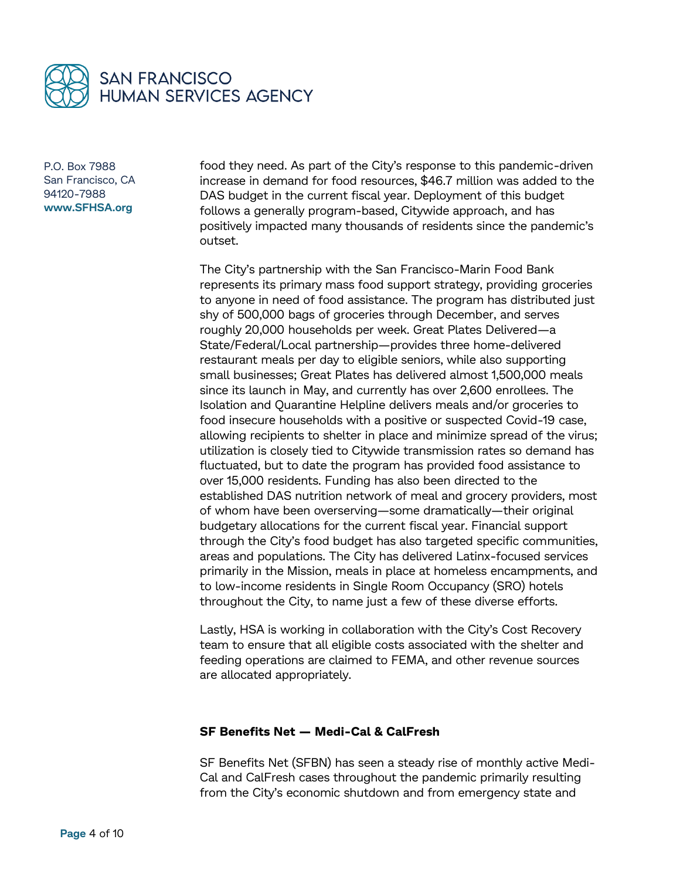food they need. As part of the City's response to this pandemic-driven increase in demand for food resources, $46.7 million was added to the DAS budget in the current fiscal year. Deployment of this budget follows a generally program-based, Citywide approach, and has positively impacted many thousands of residents since the pandemic's outset.

The City's partnership with the San Francisco-Marin Food Bank represents its primary mass food support strategy, providing groceries to anyone in need of food assistance. The program has distributed just shy of 500,000 bags of groceries through December, and serves roughly 20,000 households per week. Great Plates Delivered—a State/Federal/Local partnership—provides three home-delivered restaurant meals per day to eligible seniors, while also supporting small businesses; Great Plates has delivered almost 1,500,000 meals since its launch in May, and currently has over 2,600 enrollees. The Isolation and Quarantine Helpline delivers meals and/or groceries to food insecure households with a positive or suspected Covid-19 case, allowing recipients to shelter in place and minimize spread of the virus; utilization is closely tied to Citywide transmission rates so demand has fluctuated, but to date the program has provided food assistance to over 15,000 residents. Funding has also been directed to the established DAS nutrition network of meal and grocery providers, most of whom have been overserving—some dramatically—their original budgetary allocations for the current fiscal year. Financial support through the City's food budget has also targeted specific communities, areas and populations. The City has delivered Latinx-focused services primarily in the Mission, meals in place at homeless encampments, and to low-income residents in Single Room Occupancy (SRO) hotels throughout the City, to name just a few of these diverse efforts.

Lastly, HSA is working in collaboration with the City's Cost Recovery team to ensure that all eligible costs associated with the shelter and feeding operations are claimed to FEMA, and other revenue sources are allocated appropriately.

**SF Benefits Net — Medi-Cal & CalFresh**

SF Benefits Net (SFBN) has seen a steady rise of monthly active Medi-Cal and CalFresh cases throughout the pandemic primarily resulting from the City's economic shutdown and from emergency state and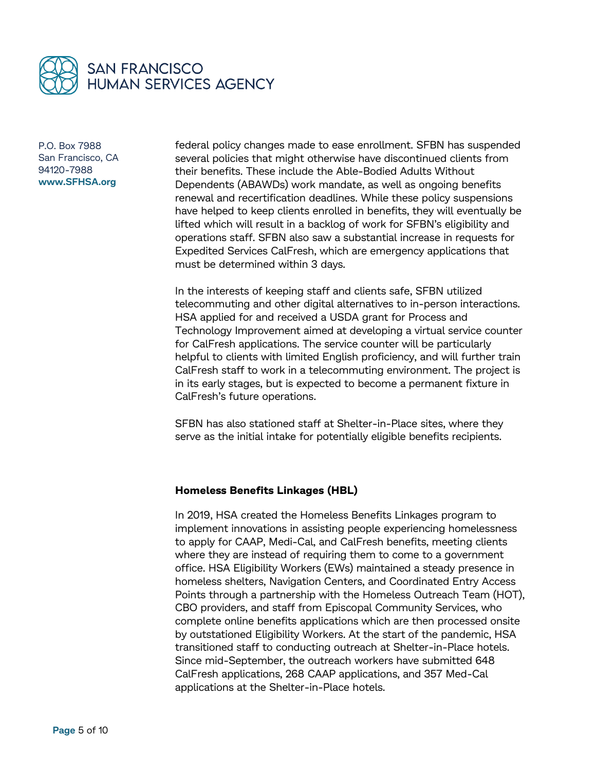federal policy changes made to ease enrollment. SFBN has suspended several policies that might otherwise have discontinued clients from their benefits. These include the Able-Bodied Adults Without Dependents (ABAWDs) work mandate, as well as ongoing benefits renewal and recertification deadlines. While these policy suspensions have helped to keep clients enrolled in benefits, they will eventually be lifted which will result in a backlog of work for SFBN's eligibility and operations staff. SFBN also saw a substantial increase in requests for Expedited Services CalFresh, which are emergency applications that must be determined within 3 days.

In the interests of keeping staff and clients safe, SFBN utilized telecommuting and other digital alternatives to in-person interactions. HSA applied for and received a USDA grant for Process and Technology Improvement aimed at developing a virtual service counter for CalFresh applications. The service counter will be particularly helpful to clients with limited English proficiency, and will further train CalFresh staff to work in a telecommuting environment. The project is in its early stages, but is expected to become a permanent fixture in CalFresh's future operations.

SFBN has also stationed staff at Shelter-in-Place sites, where they serve as the initial intake for potentially eligible benefits recipients.

**Homeless Benefits Linkages (HBL)**

In 2019, HSA created the Homeless Benefits Linkages program to implement innovations in assisting people experiencing homelessness to apply for CAAP, Medi-Cal, and CalFresh benefits, meeting clients where they are instead of requiring them to come to a government office. HSA Eligibility Workers (EWs) maintained a steady presence in homeless shelters, Navigation Centers, and Coordinated Entry Access Points through a partnership with the Homeless Outreach Team (HOT), CBO providers, and staff from Episcopal Community Services, who complete online benefits applications which are then processed onsite by outstationed Eligibility Workers. At the start of the pandemic, HSA transitioned staff to conducting outreach at Shelter-in-Place hotels. Since mid-September, the outreach workers have submitted 648 CalFresh applications, 268 CAAP applications, and 357 Med-Cal applications at the Shelter-in-Place hotels.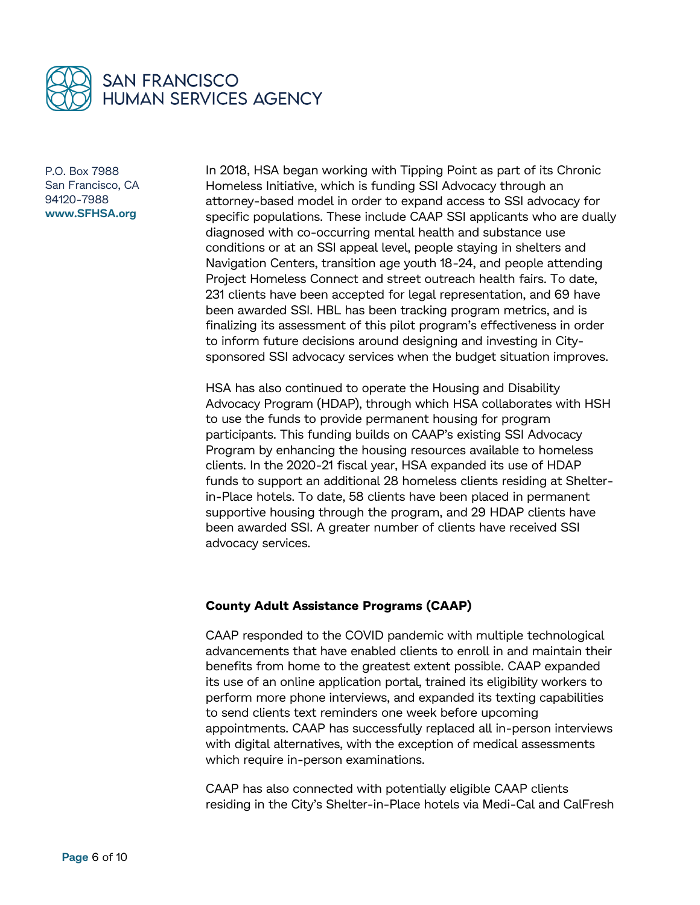In 2018, HSA began working with Tipping Point as part of its Chronic Homeless Initiative, which is funding SSI Advocacy through an attorney-based model in order to expand access to SSI advocacy for specific populations. These include CAAP SSI applicants who are dually diagnosed with co-occurring mental health and substance use conditions or at an SSI appeal level, people staying in shelters and Navigation Centers, transition age youth 18-24, and people attending Project Homeless Connect and street outreach health fairs. To date, 231 clients have been accepted for legal representation, and 69 have been awarded SSI. HBL has been tracking program metrics, and is finalizing its assessment of this pilot program's effectiveness in order to inform future decisions around designing and investing in City-sponsored SSI advocacy services when the budget situation improves.

HSA has also continued to operate the Housing and Disability Advocacy Program (HDAP), through which HSA collaborates with HSH to use the funds to provide permanent housing for program participants. This funding builds on CAAP's existing SSI Advocacy Program by enhancing the housing resources available to homeless clients. In the 2020-21 fiscal year, HSA expanded its use of HDAP funds to support an additional 28 homeless clients residing at Shelter-in-Place hotels. To date, 58 clients have been placed in permanent supportive housing through the program, and 29 HDAP clients have been awarded SSI. A greater number of clients have received SSI advocacy services.

**County Adult Assistance Programs (CAAP)**

CAAP responded to the COVID pandemic with multiple technological advancements that have enabled clients to enroll in and maintain their benefits from home to the greatest extent possible. CAAP expanded its use of an online application portal, trained its eligibility workers to perform more phone interviews, and expanded its texting capabilities to send clients text reminders one week before upcoming appointments. CAAP has successfully replaced all in-person interviews with digital alternatives, with the exception of medical assessments which require in-person examinations.

CAAP has also connected with potentially eligible CAAP clients residing in the City's Shelter-in-Place hotels via Medi-Cal and CalFresh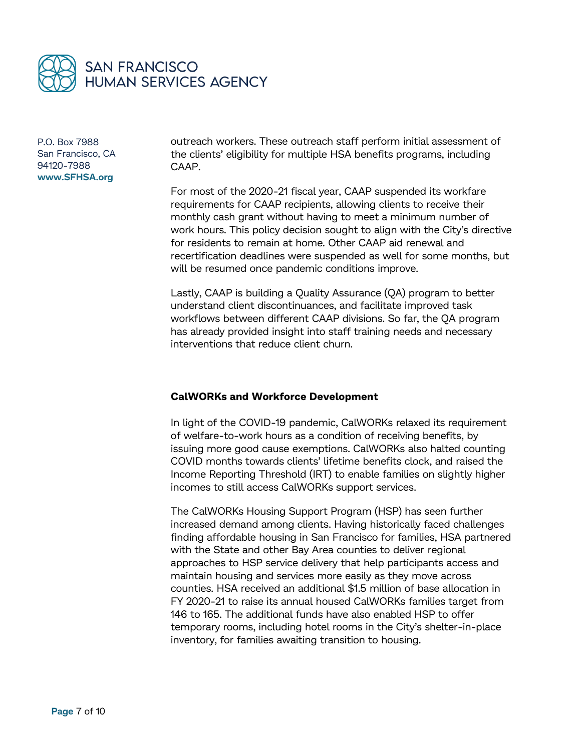outreach workers. These outreach staff perform initial assessment of the clients' eligibility for multiple HSA benefits programs, including CAAP.

For most of the 2020-21 fiscal year, CAAP suspended its workfare requirements for CAAP recipients, allowing clients to receive their monthly cash grant without having to meet a minimum number of work hours. This policy decision sought to align with the City's directive for residents to remain at home. Other CAAP aid renewal and recertification deadlines were suspended as well for some months, but will be resumed once pandemic conditions improve.

Lastly, CAAP is building a Quality Assurance (QA) program to better understand client discontinuances, and facilitate improved task workflows between different CAAP divisions. So far, the QA program has already provided insight into staff training needs and necessary interventions that reduce client churn.

**CalWORKs and Workforce Development**

In light of the COVID-19 pandemic, CalWORKs relaxed its requirement of welfare-to-work hours as a condition of receiving benefits, by issuing more good cause exemptions. CalWORKs also halted counting COVID months towards clients' lifetime benefits clock, and raised the Income Reporting Threshold (IRT) to enable families on slightly higher incomes to still access CalWORKs support services.

The CalWORKs Housing Support Program (HSP) has seen further increased demand among clients. Having historically faced challenges finding affordable housing in San Francisco for families, HSA partnered with the State and other Bay Area counties to deliver regional approaches to HSP service delivery that help participants access and maintain housing and services more easily as they move across counties. HSA received an additional $1.5 million of base allocation in FY 2020-21 to raise its annual housed CalWORKs families target from 146 to 165. The additional funds have also enabled HSP to offer temporary rooms, including hotel rooms in the City's shelter-in-place inventory, for families awaiting transition to housing.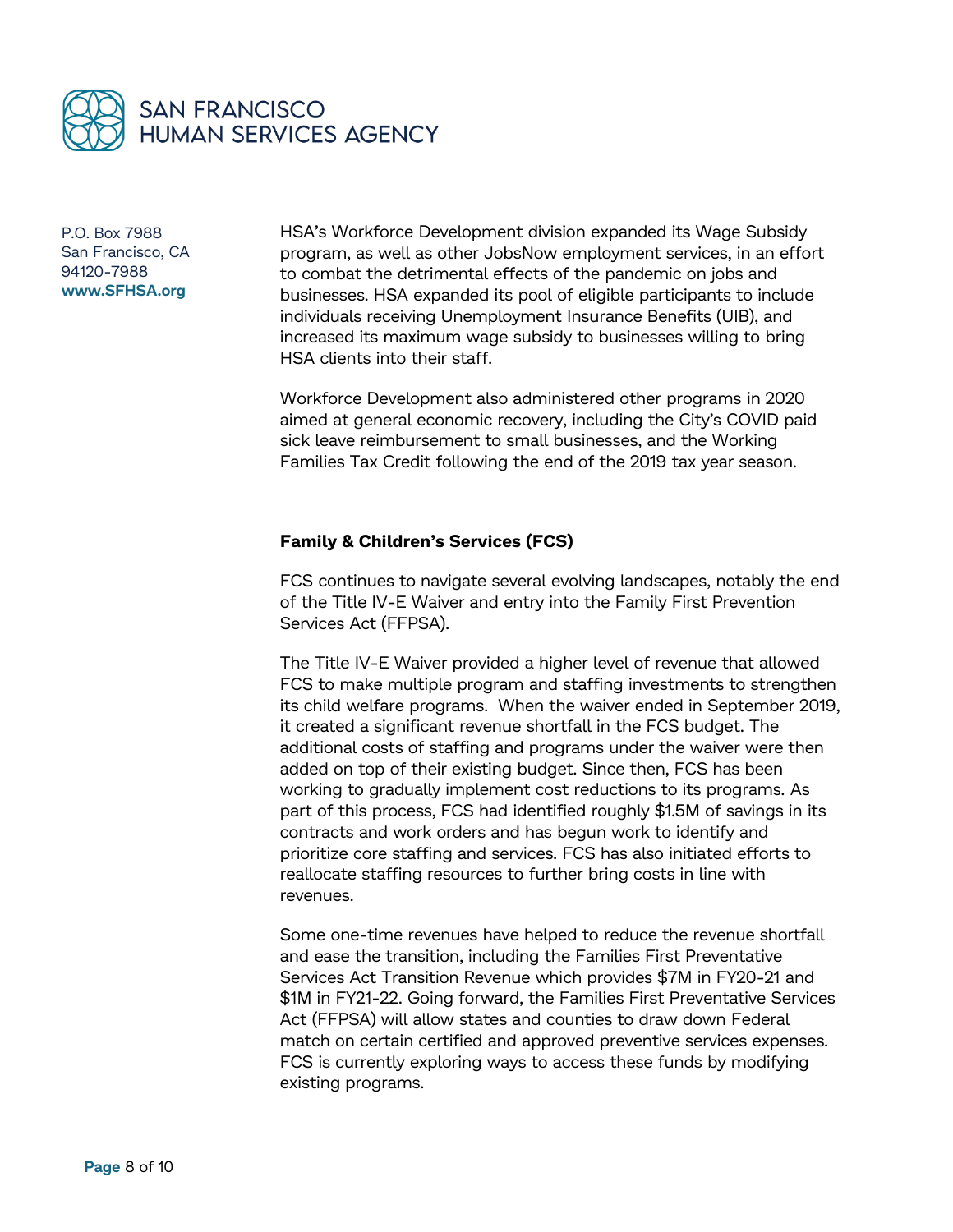HSA's Workforce Development division expanded its Wage Subsidy program, as well as other JobsNow employment services, in an effort to combat the detrimental effects of the pandemic on jobs and businesses. HSA expanded its pool of eligible participants to include individuals receiving Unemployment Insurance Benefits (UIB), and increased its maximum wage subsidy to businesses willing to bring HSA clients into their staff.

Workforce Development also administered other programs in 2020 aimed at general economic recovery, including the City's COVID paid sick leave reimbursement to small businesses, and the Working Families Tax Credit following the end of the 2019 tax year season.

**Family & Children's Services (FCS)**

FCS continues to navigate several evolving landscapes, notably the end of the Title IV-E Waiver and entry into the Family First Prevention Services Act (FFPSA).

The Title IV-E Waiver provided a higher level of revenue that allowed FCS to make multiple program and staffing investments to strengthen its child welfare programs. When the waiver ended in September 2019, it created a significant revenue shortfall in the FCS budget. The additional costs of staffing and programs under the waiver were then added on top of their existing budget. Since then, FCS has been working to gradually implement cost reductions to its programs. As part of this process, FCS had identified roughly $1.5M of savings in its contracts and work orders and has begun work to identify and prioritize core staffing and services. FCS has also initiated efforts to reallocate staffing resources to further bring costs in line with revenues.

Some one-time revenues have helped to reduce the revenue shortfall and ease the transition, including the Families First Preventative Services Act Transition Revenue which provides $7M in FY20-21 and $1M in FY21-22. Going forward, the Families First Preventative Services Act (FFPSA) will allow states and counties to draw down Federal match on certain certified and approved preventive services expenses. FCS is currently exploring ways to access these funds by modifying existing programs.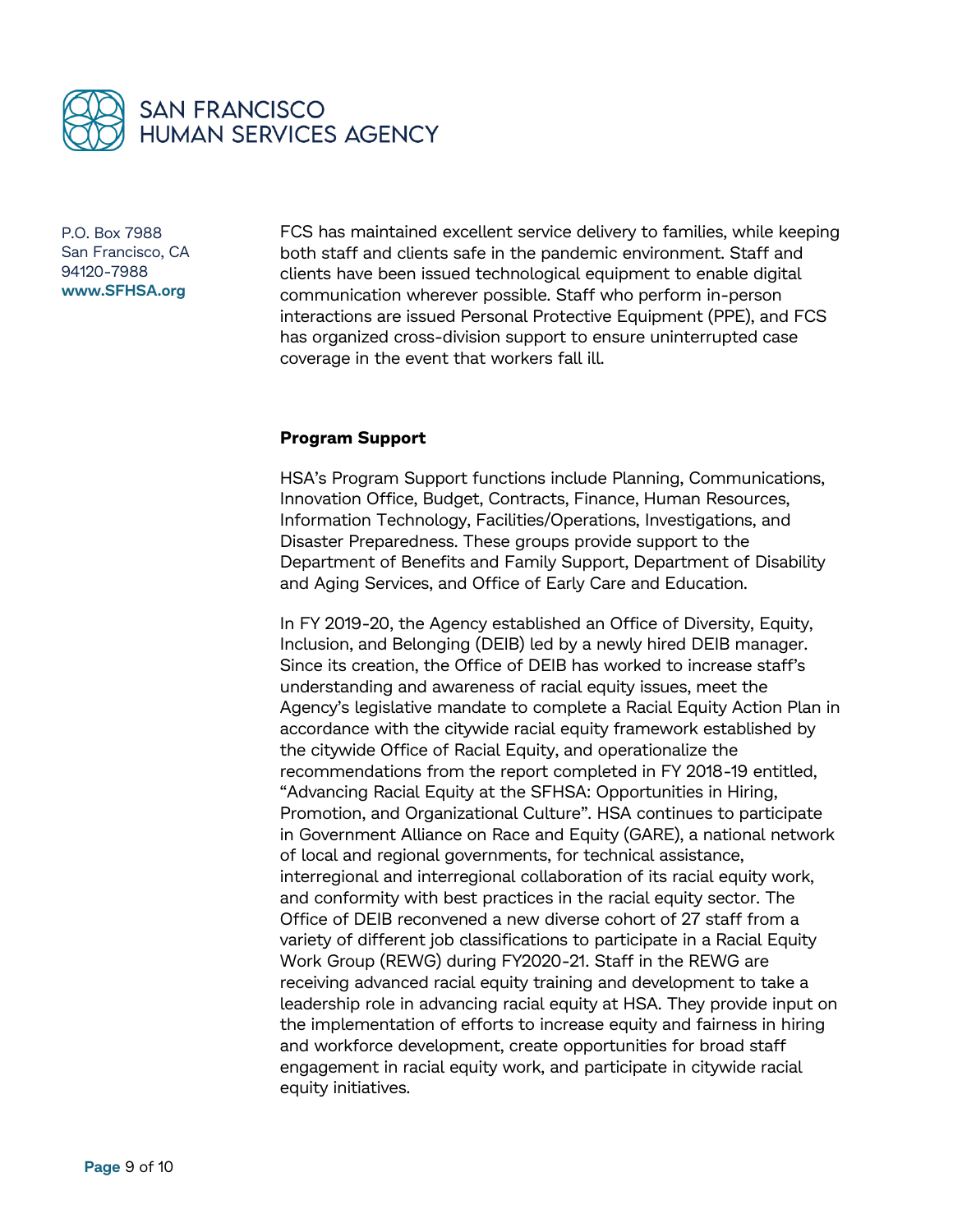FCS has maintained excellent service delivery to families, while keeping both staff and clients safe in the pandemic environment. Staff and clients have been issued technological equipment to enable digital communication wherever possible. Staff who perform in-person interactions are issued Personal Protective Equipment (PPE), and FCS has organized cross-division support to ensure uninterrupted case coverage in the event that workers fall ill.

**Program Support**

HSA's Program Support functions include Planning, Communications, Innovation Office, Budget, Contracts, Finance, Human Resources, Information Technology, Facilities/Operations, Investigations, and Disaster Preparedness. These groups provide support to the Department of Benefits and Family Support, Department of Disability and Aging Services, and Office of Early Care and Education.

In FY 2019-20, the Agency established an Office of Diversity, Equity, Inclusion, and Belonging (DEIB) led by a newly hired DEIB manager. Since its creation, the Office of DEIB has worked to increase staff's understanding and awareness of racial equity issues, meet the Agency's legislative mandate to complete a Racial Equity Action Plan in accordance with the citywide racial equity framework established by the citywide Office of Racial Equity, and operationalize the recommendations from the report completed in FY 2018-19 entitled, "Advancing Racial Equity at the SFHSA: Opportunities in Hiring, Promotion, and Organizational Culture". HSA continues to participate in Government Alliance on Race and Equity (GARE), a national network of local and regional governments, for technical assistance, interregional and interregional collaboration of its racial equity work, and conformity with best practices in the racial equity sector. The Office of DEIB reconvened a new diverse cohort of 27 staff from a variety of different job classifications to participate in a Racial Equity Work Group (REWG) during FY2020-21. Staff in the REWG are receiving advanced racial equity training and development to take a leadership role in advancing racial equity at HSA. They provide input on the implementation of efforts to increase equity and fairness in hiring and workforce development, create opportunities for broad staff engagement in racial equity work, and participate in citywide racial equity initiatives.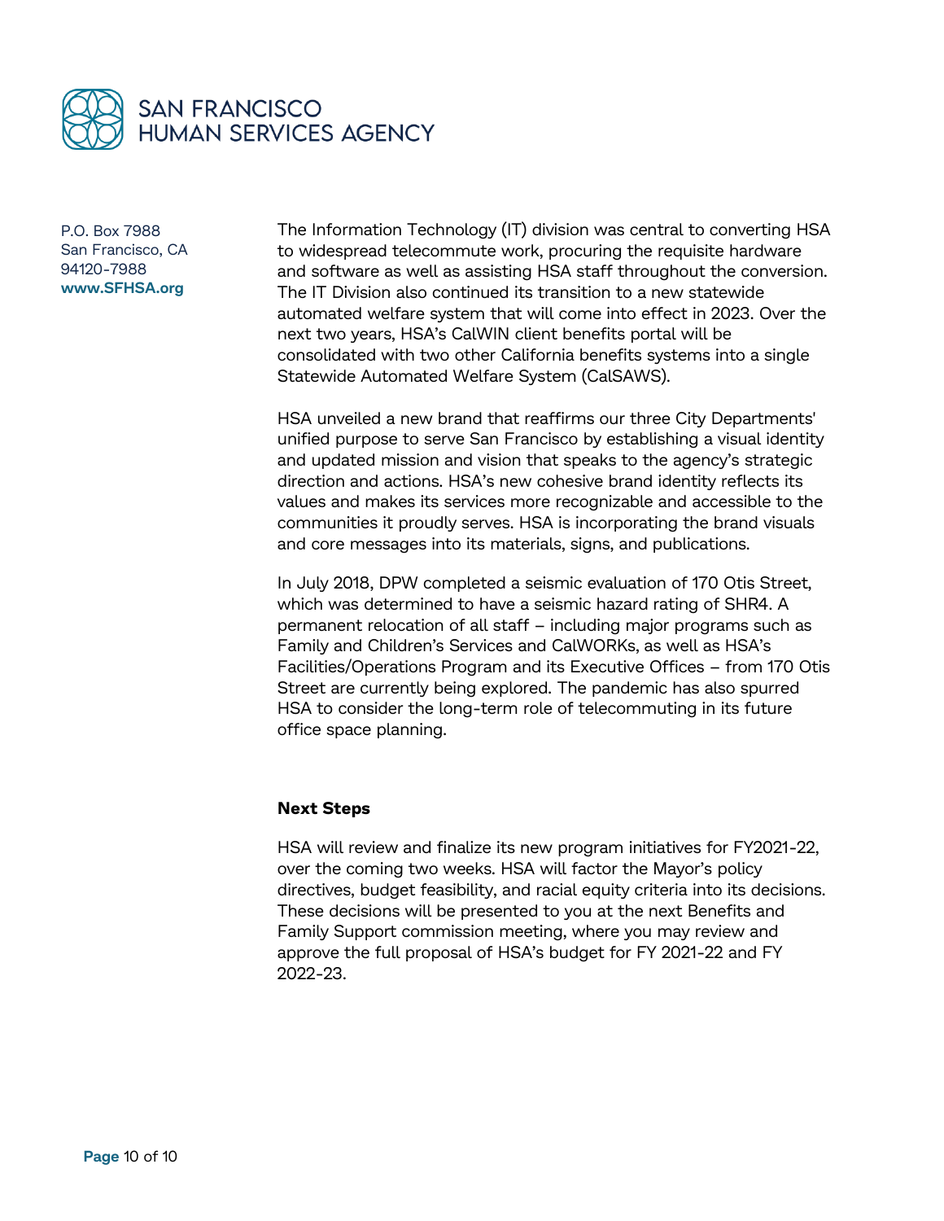The Information Technology (IT) division was central to converting HSA to widespread telecommute work, procuring the requisite hardware and software as well as assisting HSA staff throughout the conversion. The IT Division also continued its transition to a new statewide automated welfare system that will come into effect in 2023. Over the next two years, HSA's CalWIN client benefits portal will be consolidated with two other California benefits systems into a single Statewide Automated Welfare System (CalSAWS).

HSA unveiled a new brand that reaffirms our three City Departments' unified purpose to serve San Francisco by establishing a visual identity and updated mission and vision that speaks to the agency's strategic direction and actions. HSA's new cohesive brand identity reflects its values and makes its services more recognizable and accessible to the communities it proudly serves. HSA is incorporating the brand visuals and core messages into its materials, signs, and publications.

In July 2018, DPW completed a seismic evaluation of 170 Otis Street, which was determined to have a seismic hazard rating of SHR4. A permanent relocation of all staff – including major programs such as Family and Children's Services and CalWORKs, as well as HSA's Facilities/Operations Program and its Executive Offices – from 170 Otis Street are currently being explored. The pandemic has also spurred HSA to consider the long-term role of telecommuting in its future office space planning.

**Next Steps**

HSA will review and finalize its new program initiatives for FY2021-22, over the coming two weeks. HSA will factor the Mayor's policy directives, budget feasibility, and racial equity criteria into its decisions. These decisions will be presented to you at the next Benefits and Family Support commission meeting, where you may review and approve the full proposal of HSA's budget for FY 2021-22 and FY 2022-23.